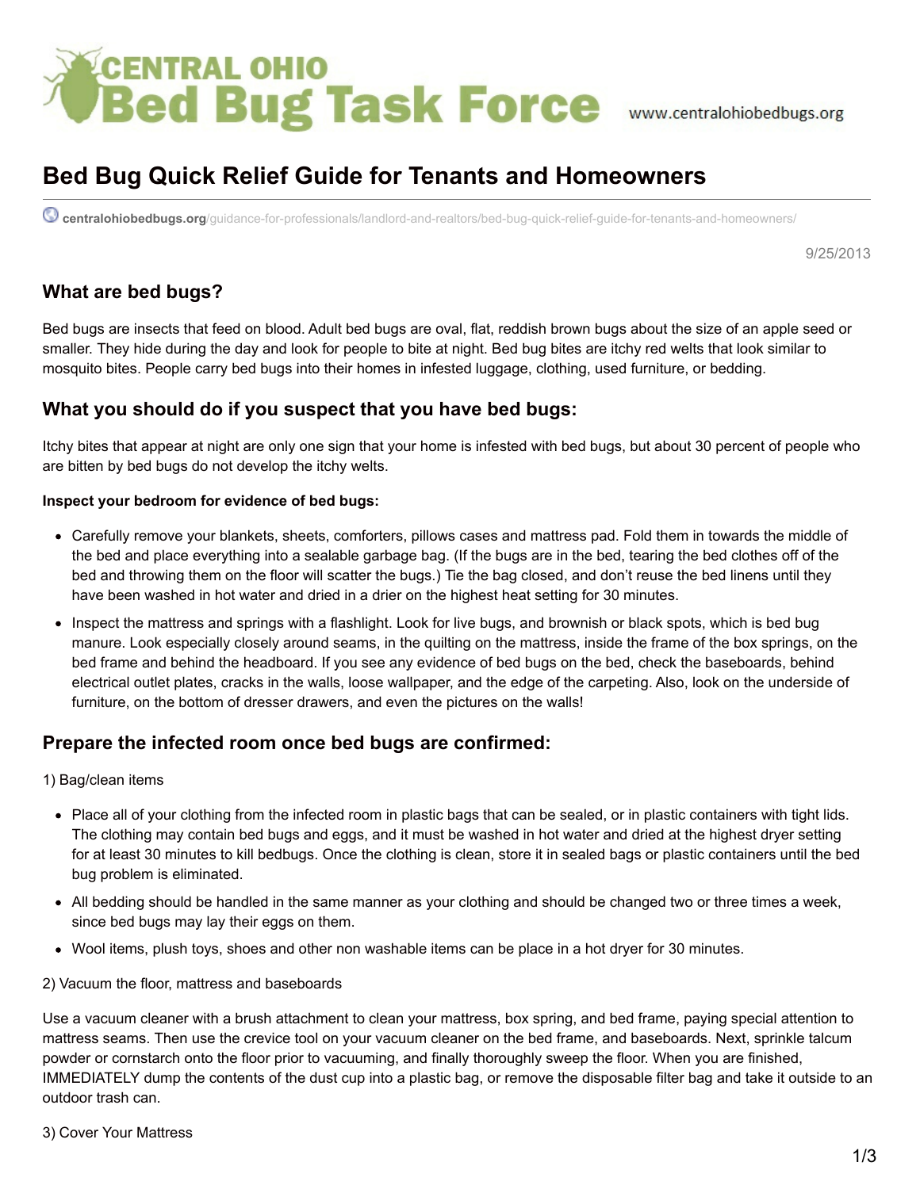CENTRAL OHIO Bed Bug Task Force www.centralohiobedbugs.org

# Bed Bug Quick Relief Guide for Tenants and Homeowners

**centralohiobedbugs.org**/guidance-for-professionals/landlord-and-realtors/bed-bug-quick-relief-guide-for-tenants-and-homeowners/

9/25/2013

## What are bed bugs?

Bed bugs are insects that feed on blood. Adult bed bugs are oval, flat, reddish brown bugs about the size of an apple seed or smaller. They hide during the day and look for people to bite at night. Bed bug bites are itchy red welts that look similar to mosquito bites. People carry bed bugs into their homes in infested luggage, clothing, used furniture, or bedding.

## What you should do if you suspect that you have bed bugs:

Itchy bites that appear at night are only one sign that your home is infested with bed bugs, but about 30 percent of people who are bitten by bed bugs do not develop the itchy welts.

**Inspect your bedroom for evidence of bed bugs:**

- Carefully remove your blankets, sheets, comforters, pillows cases and mattress pad. Fold them in towards the middle of the bed and place everything into a sealable garbage bag. (If the bugs are in the bed, tearing the bed clothes off of the bed and throwing them on the floor will scatter the bugs.) Tie the bag closed, and don't reuse the bed linens until they have been washed in hot water and dried in a drier on the highest heat setting for 30 minutes.
- Inspect the mattress and springs with a flashlight. Look for live bugs, and brownish or black spots, which is bed bug manure. Look especially closely around seams, in the quilting on the mattress, inside the frame of the box springs, on the bed frame and behind the headboard. If you see any evidence of bed bugs on the bed, check the baseboards, behind electrical outlet plates, cracks in the walls, loose wallpaper, and the edge of the carpeting. Also, look on the underside of furniture, on the bottom of dresser drawers, and even the pictures on the walls!

## Prepare the infected room once bed bugs are confirmed:

1) Bag/clean items

- Place all of your clothing from the infected room in plastic bags that can be sealed, or in plastic containers with tight lids. The clothing may contain bed bugs and eggs, and it must be washed in hot water and dried at the highest dryer setting for at least 30 minutes to kill bedbugs. Once the clothing is clean, store it in sealed bags or plastic containers until the bed bug problem is eliminated.
- All bedding should be handled in the same manner as your clothing and should be changed two or three times a week, since bed bugs may lay their eggs on them.
- Wool items, plush toys, shoes and other non washable items can be place in a hot dryer for 30 minutes.

2) Vacuum the floor, mattress and baseboards

Use a vacuum cleaner with a brush attachment to clean your mattress, box spring, and bed frame, paying special attention to mattress seams. Then use the crevice tool on your vacuum cleaner on the bed frame, and baseboards. Next, sprinkle talcum powder or cornstarch onto the floor prior to vacuuming, and finally thoroughly sweep the floor. When you are finished, IMMEDIATELY dump the contents of the dust cup into a plastic bag, or remove the disposable filter bag and take it outside to an outdoor trash can.

3) Cover Your Mattress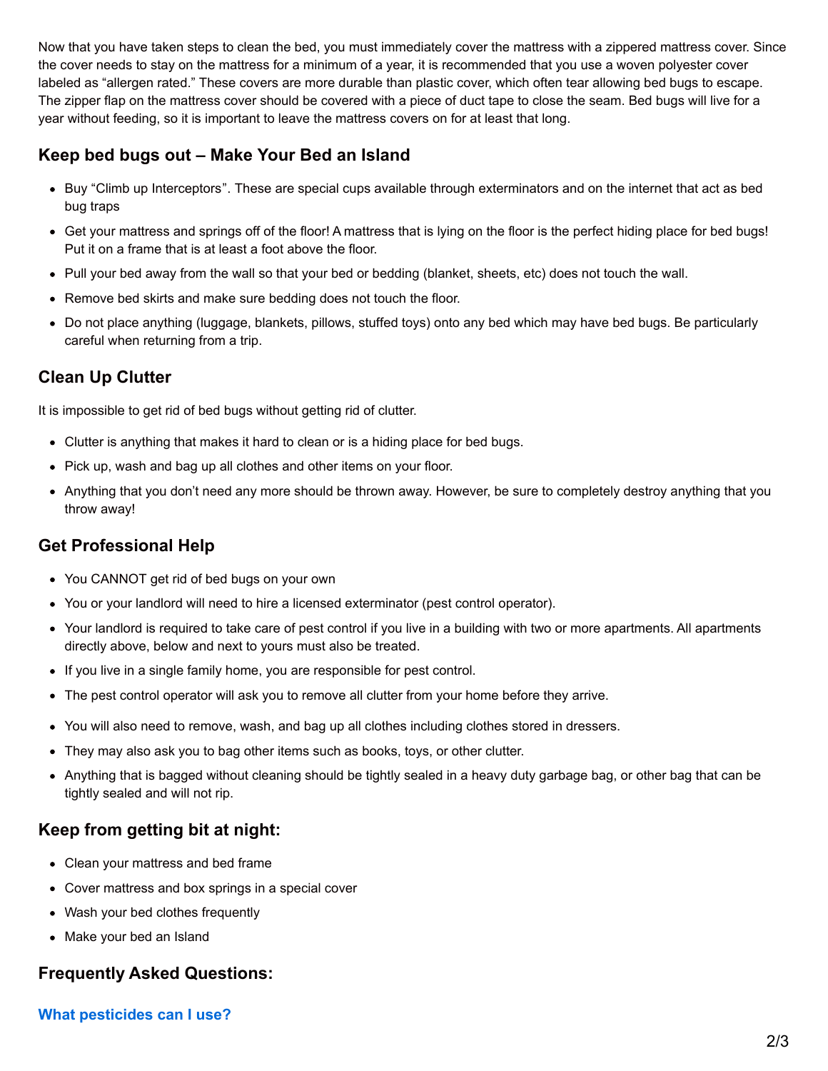Now that you have taken steps to clean the bed, you must immediately cover the mattress with a zippered mattress cover. Since the cover needs to stay on the mattress for a minimum of a year, it is recommended that you use a woven polyester cover labeled as "allergen rated." These covers are more durable than plastic cover, which often tear allowing bed bugs to escape. The zipper flap on the mattress cover should be covered with a piece of duct tape to close the seam. Bed bugs will live for a year without feeding, so it is important to leave the mattress covers on for at least that long.

## Keep bed bugs out – Make Your Bed an Island

- Buy "Climb up Interceptors". These are special cups available through exterminators and on the internet that act as bed bug traps
- Get your mattress and springs off of the floor! A mattress that is lying on the floor is the perfect hiding place for bed bugs! Put it on a frame that is at least a foot above the floor.
- Pull your bed away from the wall so that your bed or bedding (blanket, sheets, etc) does not touch the wall.
- Remove bed skirts and make sure bedding does not touch the floor.
- Do not place anything (luggage, blankets, pillows, stuffed toys) onto any bed which may have bed bugs. Be particularly careful when returning from a trip.

## Clean Up Clutter

It is impossible to get rid of bed bugs without getting rid of clutter.

- Clutter is anything that makes it hard to clean or is a hiding place for bed bugs.
- Pick up, wash and bag up all clothes and other items on your floor.
- Anything that you don't need any more should be thrown away. However, be sure to completely destroy anything that you throw away!

## Get Professional Help

- You CANNOT get rid of bed bugs on your own
- You or your landlord will need to hire a licensed exterminator (pest control operator).
- Your landlord is required to take care of pest control if you live in a building with two or more apartments. All apartments directly above, below and next to yours must also be treated.
- If you live in a single family home, you are responsible for pest control.
- The pest control operator will ask you to remove all clutter from your home before they arrive.
- You will also need to remove, wash, and bag up all clothes including clothes stored in dressers.
- They may also ask you to bag other items such as books, toys, or other clutter.
- Anything that is bagged without cleaning should be tightly sealed in a heavy duty garbage bag, or other bag that can be tightly sealed and will not rip.

## Keep from getting bit at night:

- Clean your mattress and bed frame
- Cover mattress and box springs in a special cover
- Wash your bed clothes frequently
- Make your bed an Island

## Frequently Asked Questions:

### What pesticides can I use?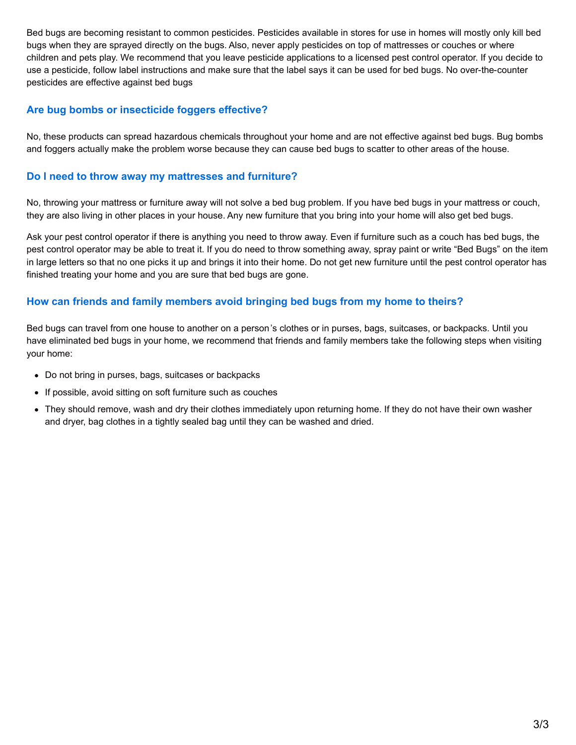Bed bugs are becoming resistant to common pesticides. Pesticides available in stores for use in homes will mostly only kill bed bugs when they are sprayed directly on the bugs. Also, never apply pesticides on top of mattresses or couches or where children and pets play. We recommend that you leave pesticide applications to a licensed pest control operator. If you decide to use a pesticide, follow label instructions and make sure that the label says it can be used for bed bugs. No over-the-counter pesticides are effective against bed bugs

### Are bug bombs or insecticide foggers effective?

No, these products can spread hazardous chemicals throughout your home and are not effective against bed bugs. Bug bombs and foggers actually make the problem worse because they can cause bed bugs to scatter to other areas of the house.

### Do I need to throw away my mattresses and furniture?

No, throwing your mattress or furniture away will not solve a bed bug problem. If you have bed bugs in your mattress or couch, they are also living in other places in your house. Any new furniture that you bring into your home will also get bed bugs.

Ask your pest control operator if there is anything you need to throw away. Even if furniture such as a couch has bed bugs, the pest control operator may be able to treat it. If you do need to throw something away, spray paint or write "Bed Bugs" on the item in large letters so that no one picks it up and brings it into their home. Do not get new furniture until the pest control operator has finished treating your home and you are sure that bed bugs are gone.

### How can friends and family members avoid bringing bed bugs from my home to theirs?

Bed bugs can travel from one house to another on a person's clothes or in purses, bags, suitcases, or backpacks. Until you have eliminated bed bugs in your home, we recommend that friends and family members take the following steps when visiting your home:

- Do not bring in purses, bags, suitcases or backpacks
- If possible, avoid sitting on soft furniture such as couches
- They should remove, wash and dry their clothes immediately upon returning home. If they do not have their own washer and dryer, bag clothes in a tightly sealed bag until they can be washed and dried.